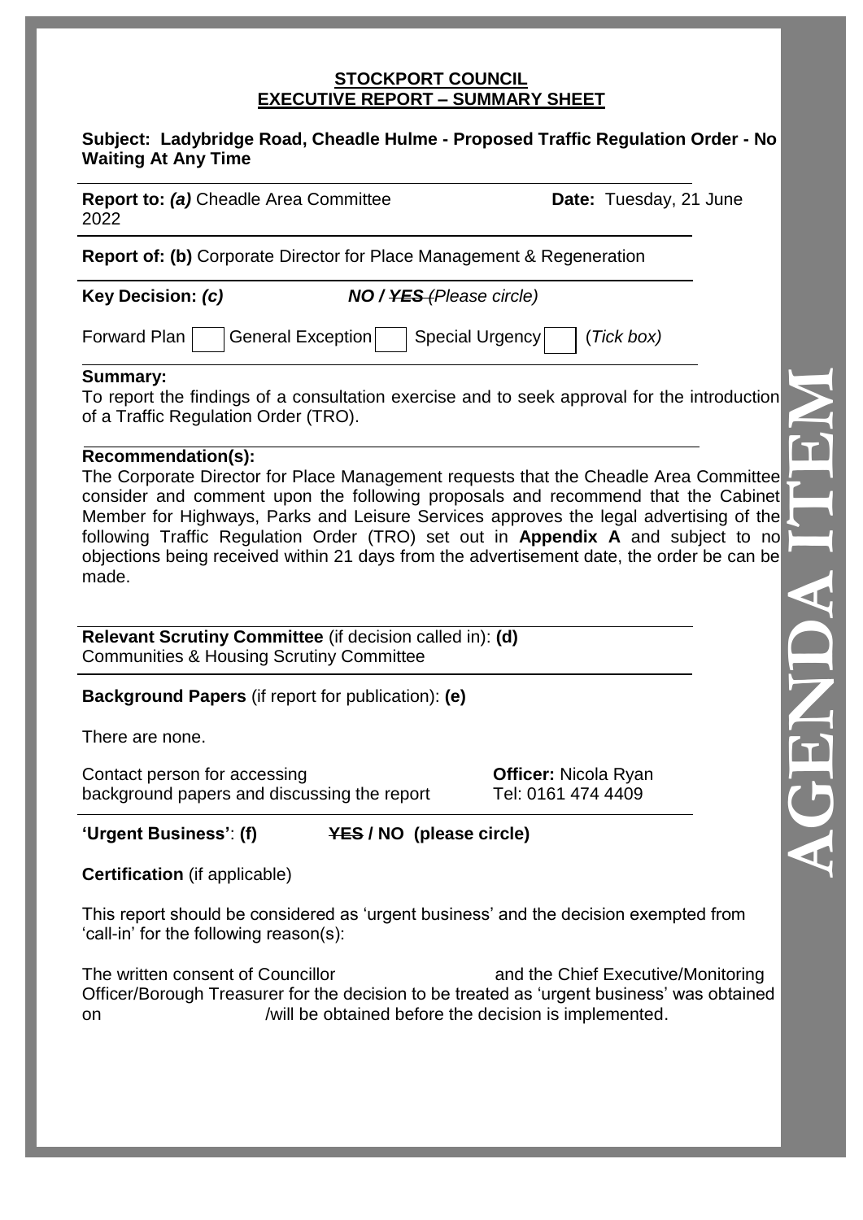**STOCKPORT COUNCIL**
**EXECUTIVE REPORT – SUMMARY SHEET**

**Subject: Ladybridge Road, Cheadle Hulme - Proposed Traffic Regulation Order - No Waiting At Any Time**

**Report to: *(a)*** Cheadle Area Committee **Date:** Tuesday, 21 June 2022

**Report of: (b)** Corporate Director for Place Management & Regeneration

**Key Decision: *(c)*** ***NO / ~~YES~~ (Please circle)***

Forward Plan ☐ General Exception ☐ Special Urgency ☐ (*Tick box)*

**Summary:**
To report the findings of a consultation exercise and to seek approval for the introduction of a Traffic Regulation Order (TRO).

**Recommendation(s):**
The Corporate Director for Place Management requests that the Cheadle Area Committee consider and comment upon the following proposals and recommend that the Cabinet Member for Highways, Parks and Leisure Services approves the legal advertising of the following Traffic Regulation Order (TRO) set out in **Appendix A** and subject to no objections being received within 21 days from the advertisement date, the order be can be made.

**Relevant Scrutiny Committee** (if decision called in): **(d)**
Communities & Housing Scrutiny Committee

**Background Papers** (if report for publication): **(e)**

There are none.

Contact person for accessing background papers and discussing the report — **Officer:** Nicola Ryan, Tel: 0161 474 4409

**'Urgent Business'**: **(f)** **~~YES~~ / NO (please circle)**

**Certification** (if applicable)

This report should be considered as 'urgent business' and the decision exempted from 'call-in' for the following reason(s):

The written consent of Councillor and the Chief Executive/Monitoring Officer/Borough Treasurer for the decision to be treated as 'urgent business' was obtained on /will be obtained before the decision is implemented.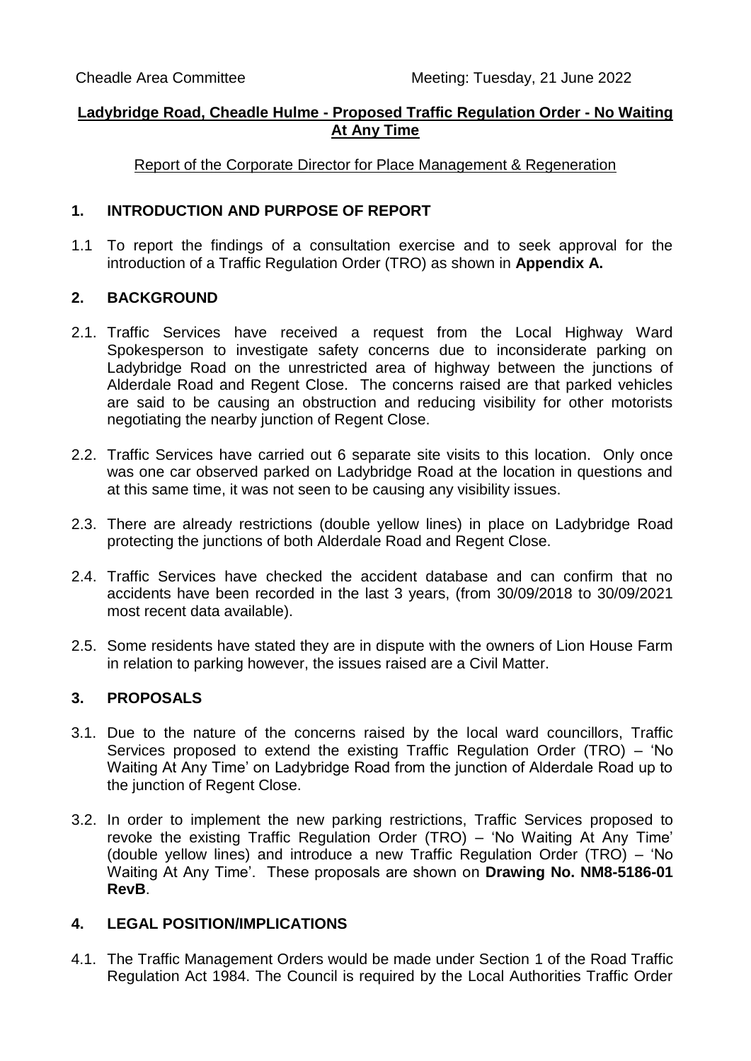Cheadle Area Committee Meeting: Tuesday, 21 June 2022

**Ladybridge Road, Cheadle Hulme - Proposed Traffic Regulation Order - No Waiting At Any Time**

Report of the Corporate Director for Place Management & Regeneration

## 1. INTRODUCTION AND PURPOSE OF REPORT

1.1 To report the findings of a consultation exercise and to seek approval for the introduction of a Traffic Regulation Order (TRO) as shown in **Appendix A.**

## 2. BACKGROUND

2.1. Traffic Services have received a request from the Local Highway Ward Spokesperson to investigate safety concerns due to inconsiderate parking on Ladybridge Road on the unrestricted area of highway between the junctions of Alderdale Road and Regent Close. The concerns raised are that parked vehicles are said to be causing an obstruction and reducing visibility for other motorists negotiating the nearby junction of Regent Close.

2.2. Traffic Services have carried out 6 separate site visits to this location. Only once was one car observed parked on Ladybridge Road at the location in questions and at this same time, it was not seen to be causing any visibility issues.

2.3. There are already restrictions (double yellow lines) in place on Ladybridge Road protecting the junctions of both Alderdale Road and Regent Close.

2.4. Traffic Services have checked the accident database and can confirm that no accidents have been recorded in the last 3 years, (from 30/09/2018 to 30/09/2021 most recent data available).

2.5. Some residents have stated they are in dispute with the owners of Lion House Farm in relation to parking however, the issues raised are a Civil Matter.

## 3. PROPOSALS

3.1. Due to the nature of the concerns raised by the local ward councillors, Traffic Services proposed to extend the existing Traffic Regulation Order (TRO) – 'No Waiting At Any Time' on Ladybridge Road from the junction of Alderdale Road up to the junction of Regent Close.

3.2. In order to implement the new parking restrictions, Traffic Services proposed to revoke the existing Traffic Regulation Order (TRO) – 'No Waiting At Any Time' (double yellow lines) and introduce a new Traffic Regulation Order (TRO) – 'No Waiting At Any Time'. These proposals are shown on **Drawing No. NM8-5186-01 RevB**.

## 4. LEGAL POSITION/IMPLICATIONS

4.1. The Traffic Management Orders would be made under Section 1 of the Road Traffic Regulation Act 1984. The Council is required by the Local Authorities Traffic Order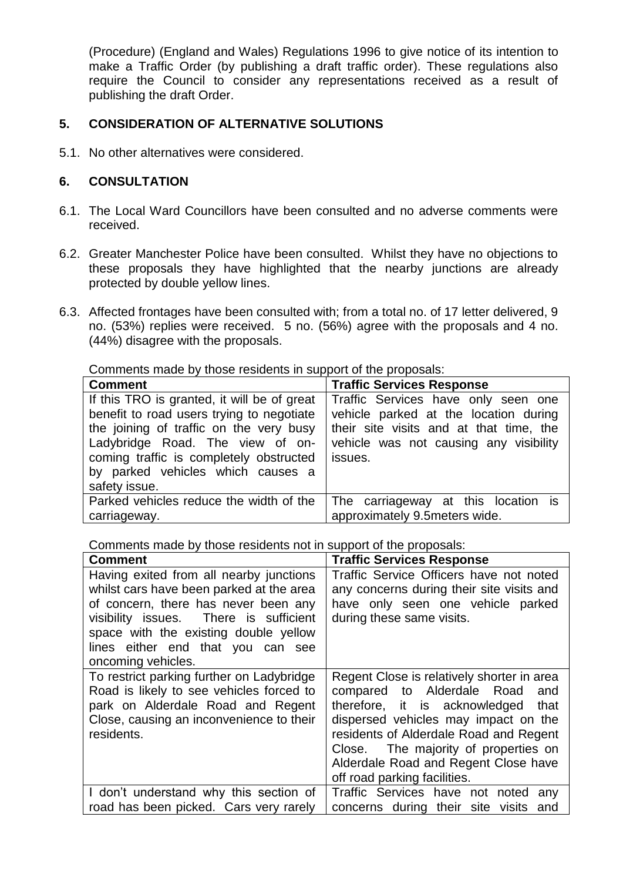(Procedure) (England and Wales) Regulations 1996 to give notice of its intention to make a Traffic Order (by publishing a draft traffic order). These regulations also require the Council to consider any representations received as a result of publishing the draft Order.

## 5. CONSIDERATION OF ALTERNATIVE SOLUTIONS

5.1. No other alternatives were considered.

## 6. CONSULTATION

6.1. The Local Ward Councillors have been consulted and no adverse comments were received.

6.2. Greater Manchester Police have been consulted. Whilst they have no objections to these proposals they have highlighted that the nearby junctions are already protected by double yellow lines.

6.3. Affected frontages have been consulted with; from a total no. of 17 letter delivered, 9 no. (53%) replies were received. 5 no. (56%) agree with the proposals and 4 no. (44%) disagree with the proposals.

Comments made by those residents in support of the proposals:

| Comment | Traffic Services Response |
|---|---|
| If this TRO is granted, it will be of great benefit to road users trying to negotiate the joining of traffic on the very busy Ladybridge Road. The view of on-coming traffic is completely obstructed by parked vehicles which causes a safety issue. | Traffic Services have only seen one vehicle parked at the location during their site visits and at that time, the vehicle was not causing any visibility issues. |
| Parked vehicles reduce the width of the carriageway. | The carriageway at this location is approximately 9.5meters wide. |

Comments made by those residents not in support of the proposals:

| Comment | Traffic Services Response |
|---|---|
| Having exited from all nearby junctions whilst cars have been parked at the area of concern, there has never been any visibility issues. There is sufficient space with the existing double yellow lines either end that you can see oncoming vehicles. | Traffic Service Officers have not noted any concerns during their site visits and have only seen one vehicle parked during these same visits. |
| To restrict parking further on Ladybridge Road is likely to see vehicles forced to park on Alderdale Road and Regent Close, causing an inconvenience to their residents. | Regent Close is relatively shorter in area compared to Alderdale Road and therefore, it is acknowledged that dispersed vehicles may impact on the residents of Alderdale Road and Regent Close. The majority of properties on Alderdale Road and Regent Close have off road parking facilities. |
| I don't understand why this section of road has been picked. Cars very rarely | Traffic Services have not noted any concerns during their site visits and |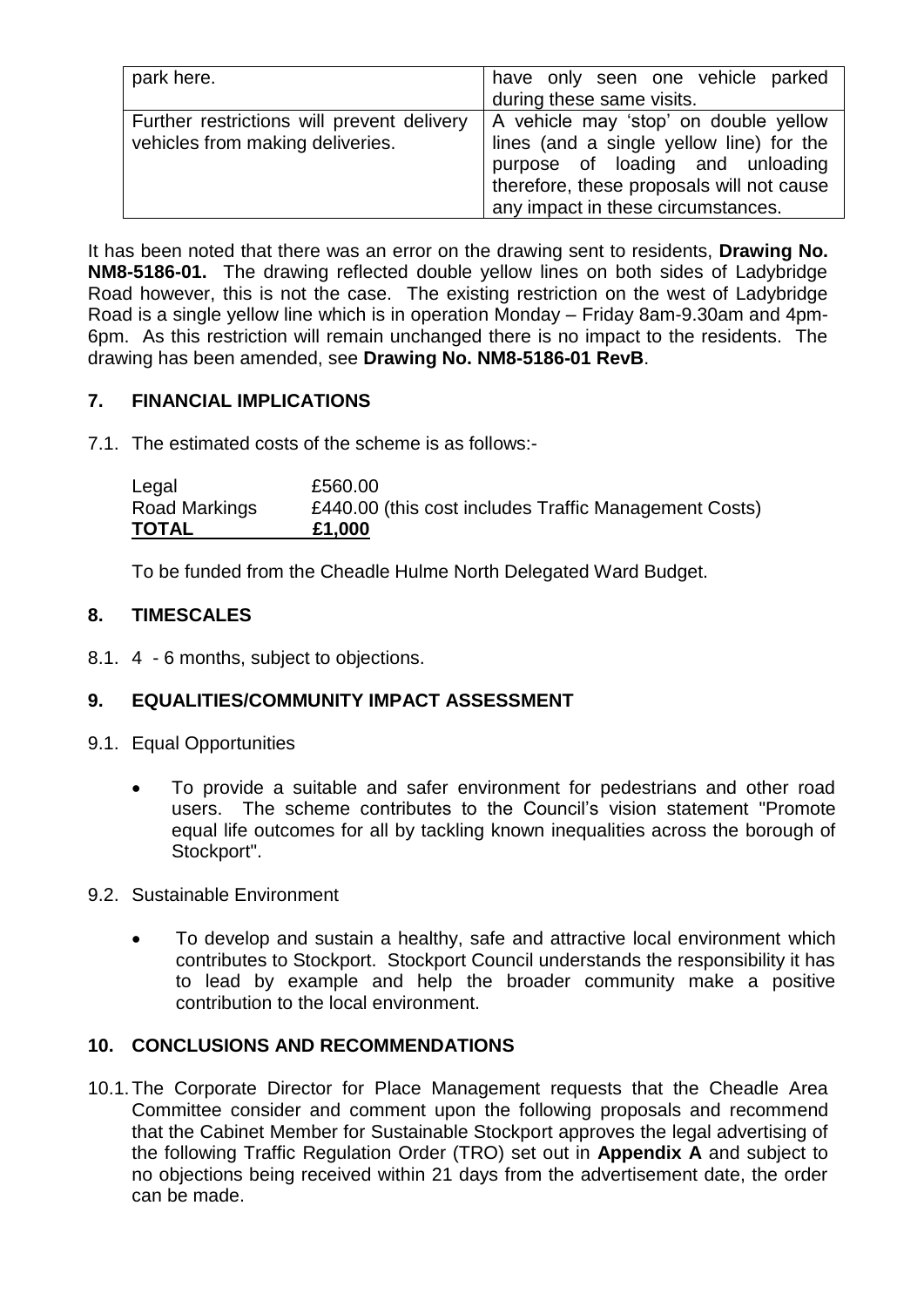| | |
|---|---|
| park here. | have only seen one vehicle parked during these same visits. |
| Further restrictions will prevent delivery vehicles from making deliveries. | A vehicle may 'stop' on double yellow lines (and a single yellow line) for the purpose of loading and unloading therefore, these proposals will not cause any impact in these circumstances. |

It has been noted that there was an error on the drawing sent to residents, **Drawing No. NM8-5186-01.** The drawing reflected double yellow lines on both sides of Ladybridge Road however, this is not the case. The existing restriction on the west of Ladybridge Road is a single yellow line which is in operation Monday – Friday 8am-9.30am and 4pm-6pm. As this restriction will remain unchanged there is no impact to the residents. The drawing has been amended, see **Drawing No. NM8-5186-01 RevB**.

## 7. FINANCIAL IMPLICATIONS

7.1. The estimated costs of the scheme is as follows:-

| | |
|---|---|
| Legal | £560.00 |
| Road Markings | £440.00 (this cost includes Traffic Management Costs) |
| **TOTAL** | **£1,000** |

To be funded from the Cheadle Hulme North Delegated Ward Budget.

## 8. TIMESCALES

8.1. 4 - 6 months, subject to objections.

## 9. EQUALITIES/COMMUNITY IMPACT ASSESSMENT

9.1. Equal Opportunities

- To provide a suitable and safer environment for pedestrians and other road users. The scheme contributes to the Council's vision statement "Promote equal life outcomes for all by tackling known inequalities across the borough of Stockport".

9.2. Sustainable Environment

- To develop and sustain a healthy, safe and attractive local environment which contributes to Stockport. Stockport Council understands the responsibility it has to lead by example and help the broader community make a positive contribution to the local environment.

## 10. CONCLUSIONS AND RECOMMENDATIONS

10.1. The Corporate Director for Place Management requests that the Cheadle Area Committee consider and comment upon the following proposals and recommend that the Cabinet Member for Sustainable Stockport approves the legal advertising of the following Traffic Regulation Order (TRO) set out in **Appendix A** and subject to no objections being received within 21 days from the advertisement date, the order can be made.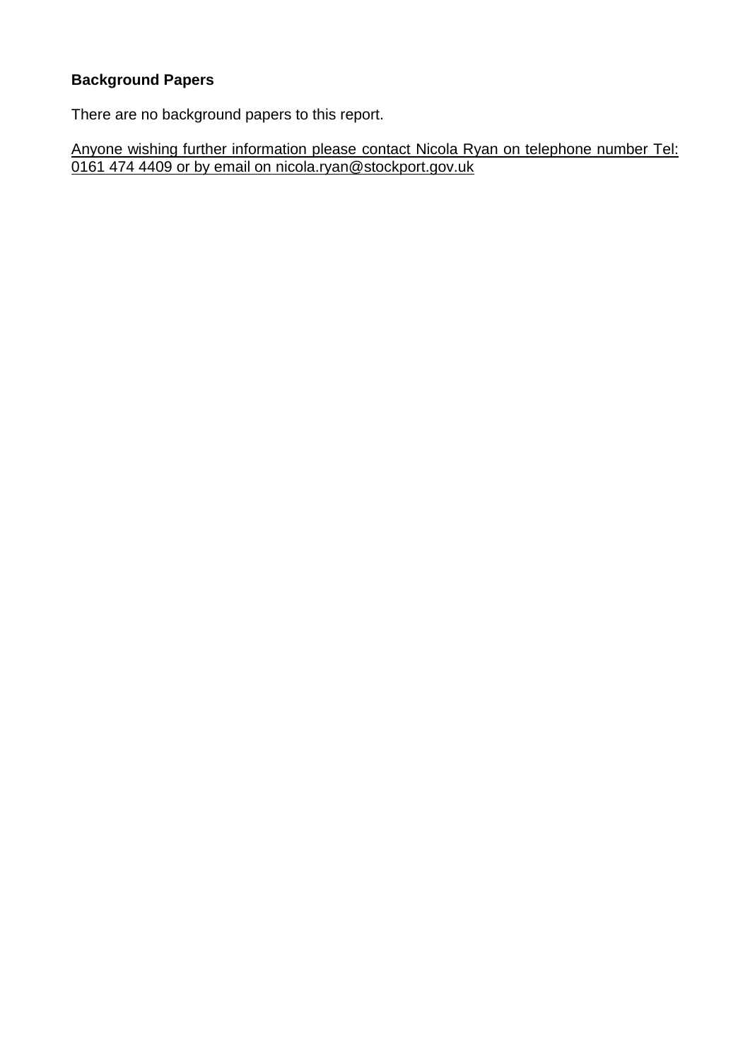**Background Papers**

There are no background papers to this report.

Anyone wishing further information please contact Nicola Ryan on telephone number Tel: 0161 474 4409 or by email on nicola.ryan@stockport.gov.uk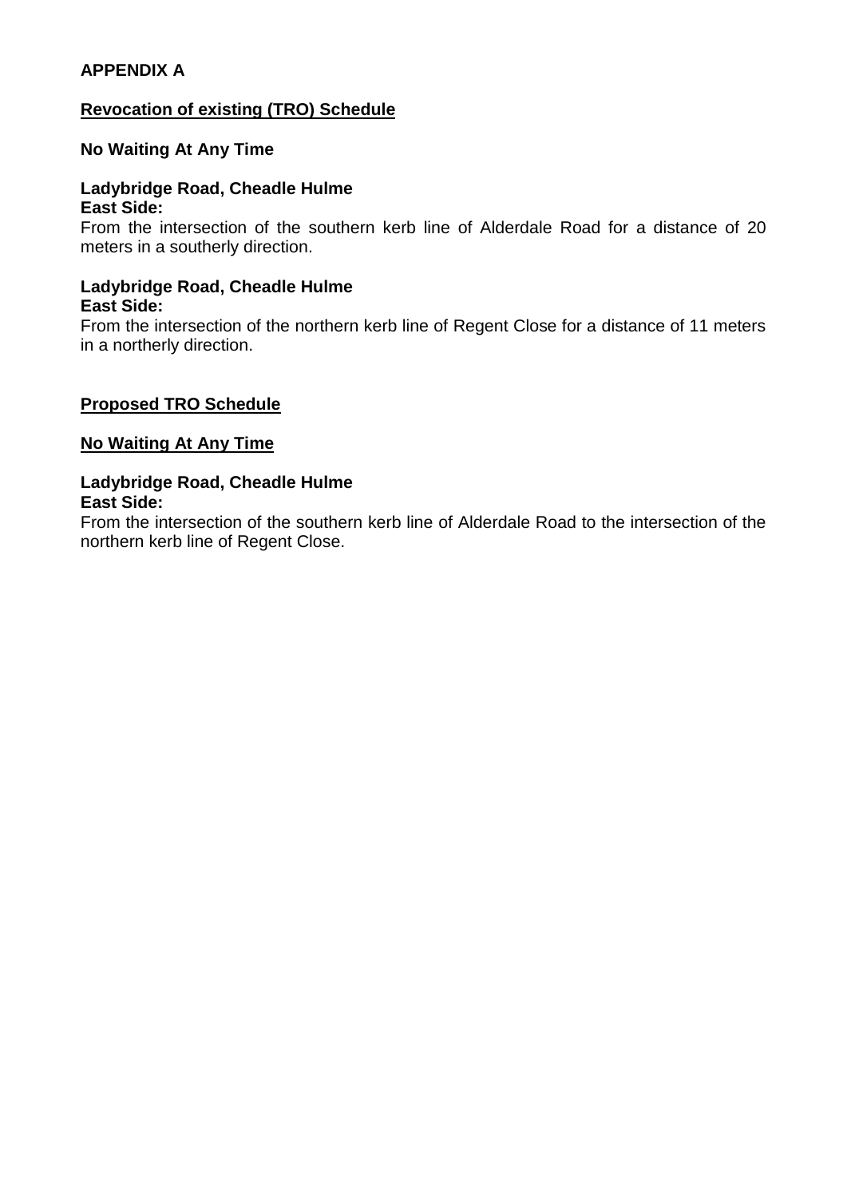**APPENDIX A**

**Revocation of existing (TRO) Schedule**

**No Waiting At Any Time**

**Ladybridge Road, Cheadle Hulme**
**East Side:**
From the intersection of the southern kerb line of Alderdale Road for a distance of 20 meters in a southerly direction.

**Ladybridge Road, Cheadle Hulme**
**East Side:**
From the intersection of the northern kerb line of Regent Close for a distance of 11 meters in a northerly direction.

**Proposed TRO Schedule**

**No Waiting At Any Time**

**Ladybridge Road, Cheadle Hulme**
**East Side:**
From the intersection of the southern kerb line of Alderdale Road to the intersection of the northern kerb line of Regent Close.